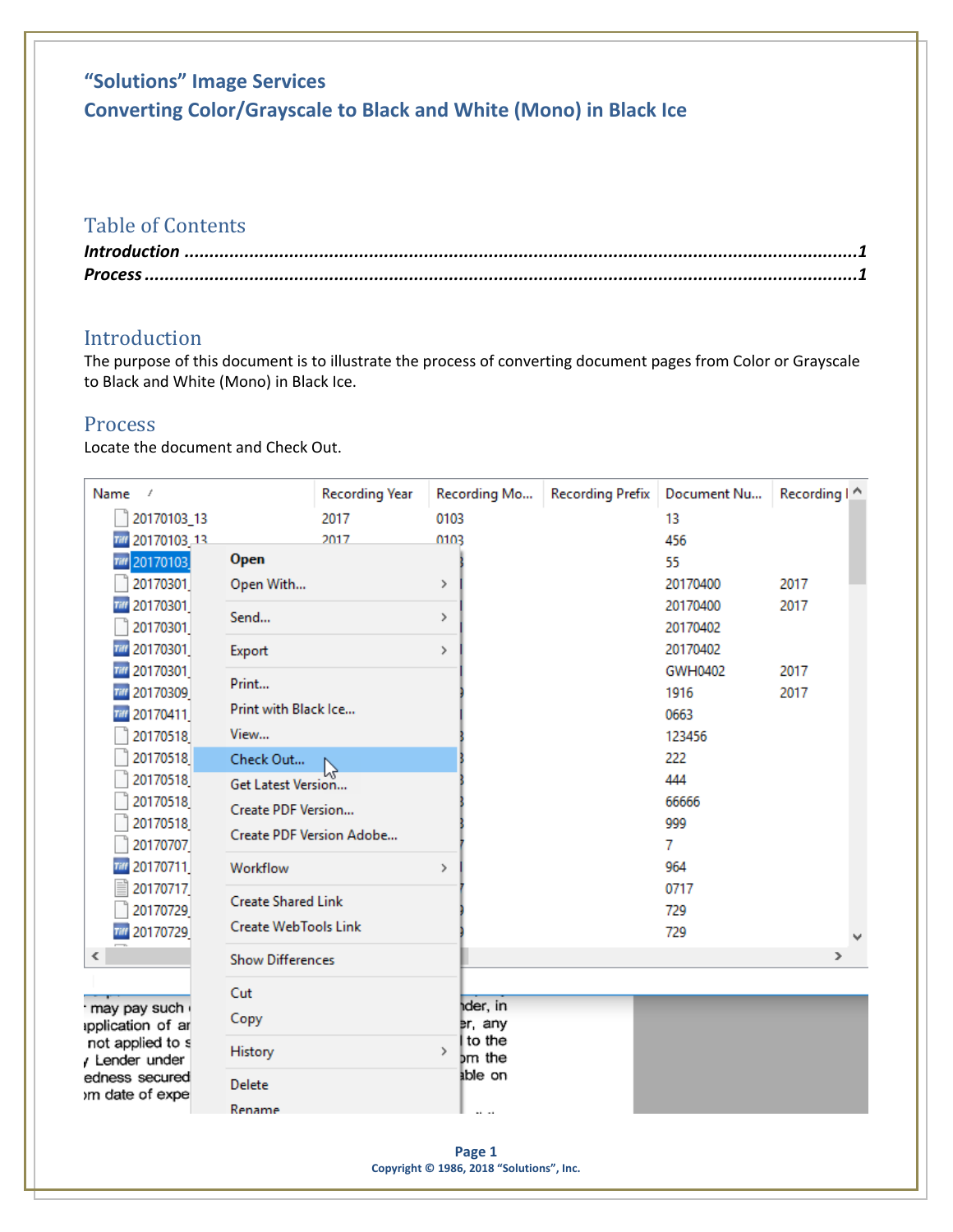# "Solutions" Image Services
# Converting Color/Grayscale to Black and White (Mono) in Black Ice

## Table of Contents

*Introduction* ........................................................................................................................1
*Process* ................................................................................................................................1

## Introduction

The purpose of this document is to illustrate the process of converting document pages from Color or Grayscale to Black and White (Mono) in Black Ice.

## Process

Locate the document and Check Out.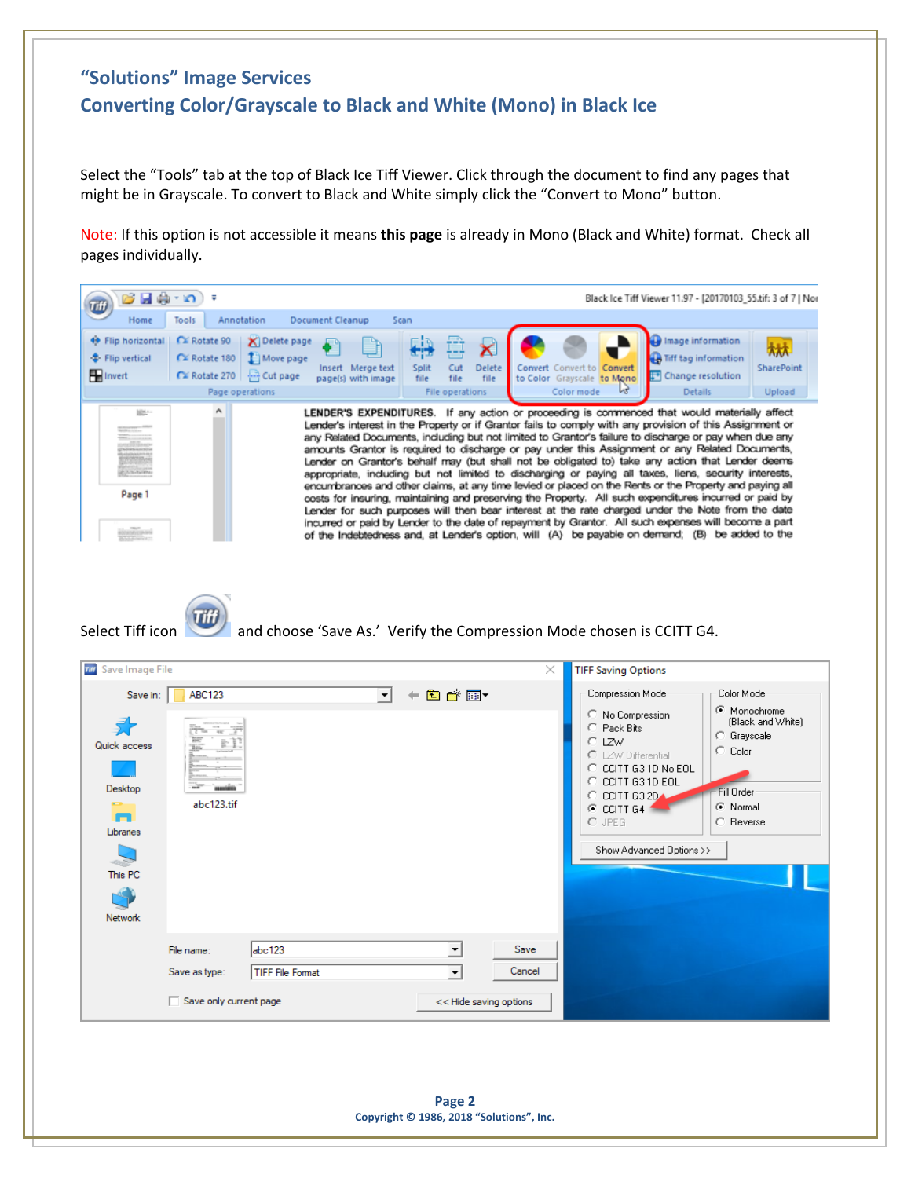## "Solutions" Image Services

## Converting Color/Grayscale to Black and White (Mono) in Black Ice

Select the "Tools" tab at the top of Black Ice Tiff Viewer. Click through the document to find any pages that might be in Grayscale. To convert to Black and White simply click the "Convert to Mono" button.

Note: If this option is not accessible it means **this page** is already in Mono (Black and White) format. Check all pages individually.

Select Tiff icon and choose 'Save As.' Verify the Compression Mode chosen is CCITT G4.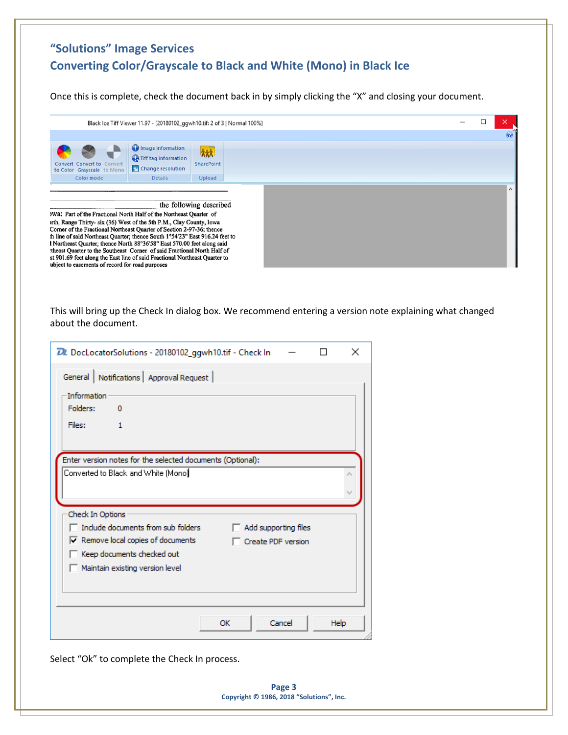## "Solutions" Image Services
## Converting Color/Grayscale to Black and White (Mono) in Black Ice

Once this is complete, check the document back in by simply clicking the "X" and closing your document.

This will bring up the Check In dialog box. We recommend entering a version note explaining what changed about the document.

Select "Ok" to complete the Check In process.